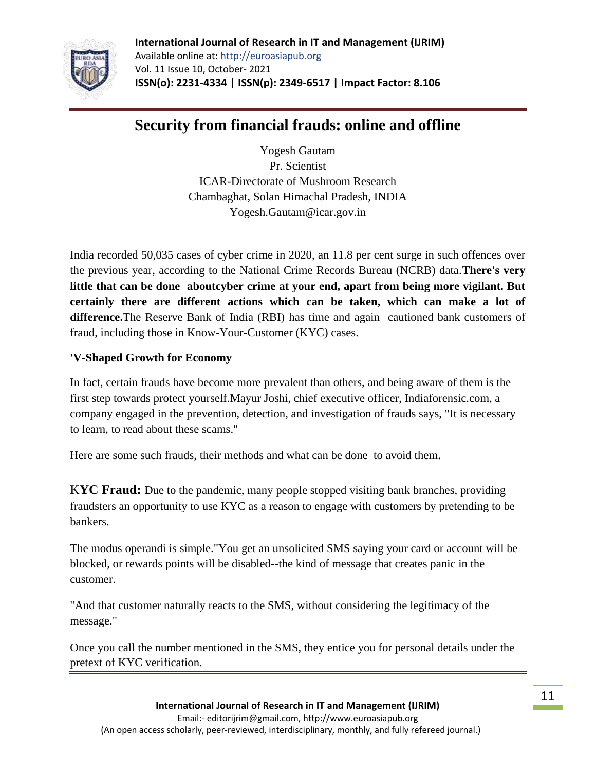# Security from financial frauds: online and offline

Yogesh Gautam
Pr. Scientist
ICAR-Directorate of Mushroom Research
Chambaghat, Solan Himachal Pradesh, INDIA
Yogesh.Gautam@icar.gov.in

India recorded 50,035 cases of cyber crime in 2020, an 11.8 per cent surge in such offences over the previous year, according to the National Crime Records Bureau (NCRB) data.**There's very little that can be done aboutcyber crime at your end, apart from being more vigilant. But certainly there are different actions which can be taken, which can make a lot of difference.**The Reserve Bank of India (RBI) has time and again cautioned bank customers of fraud, including those in Know-Your-Customer (KYC) cases.

**'V-Shaped Growth for Economy**

In fact, certain frauds have become more prevalent than others, and being aware of them is the first step towards protect yourself.Mayur Joshi, chief executive officer, Indiaforensic.com, a company engaged in the prevention, detection, and investigation of frauds says, "It is necessary to learn, to read about these scams."

Here are some such frauds, their methods and what can be done to avoid them.

**KYC Fraud:** Due to the pandemic, many people stopped visiting bank branches, providing fraudsters an opportunity to use KYC as a reason to engage with customers by pretending to be bankers.

The modus operandi is simple."You get an unsolicited SMS saying your card or account will be blocked, or rewards points will be disabled--the kind of message that creates panic in the customer.

"And that customer naturally reacts to the SMS, without considering the legitimacy of the message."

Once you call the number mentioned in the SMS, they entice you for personal details under the pretext of KYC verification.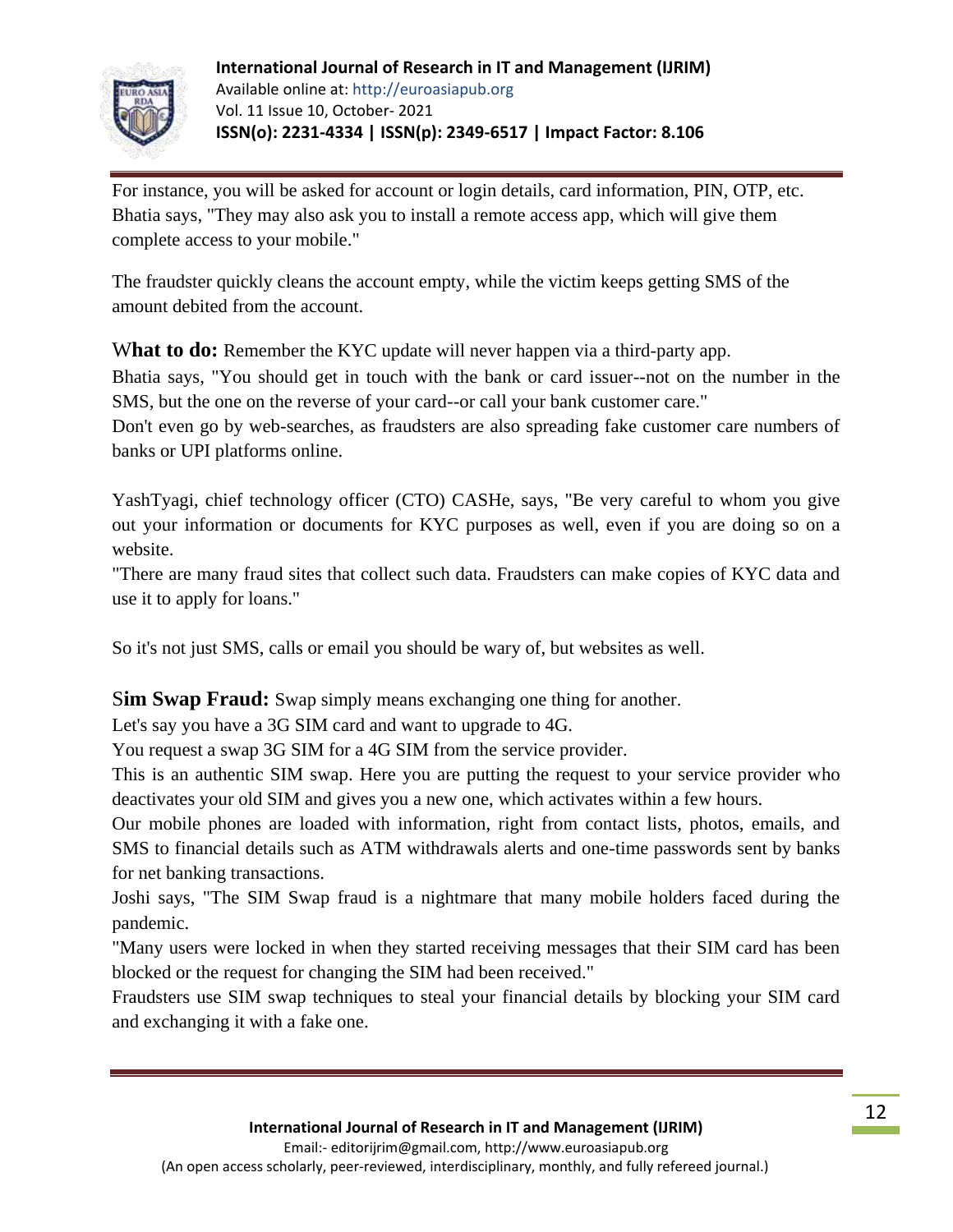For instance, you will be asked for account or login details, card information, PIN, OTP, etc. Bhatia says, "They may also ask you to install a remote access app, which will give them complete access to your mobile."

The fraudster quickly cleans the account empty, while the victim keeps getting SMS of the amount debited from the account.

**What to do:** Remember the KYC update will never happen via a third-party app.

Bhatia says, "You should get in touch with the bank or card issuer--not on the number in the SMS, but the one on the reverse of your card--or call your bank customer care."

Don't even go by web-searches, as fraudsters are also spreading fake customer care numbers of banks or UPI platforms online.

YashTyagi, chief technology officer (CTO) CASHe, says, "Be very careful to whom you give out your information or documents for KYC purposes as well, even if you are doing so on a website.

"There are many fraud sites that collect such data. Fraudsters can make copies of KYC data and use it to apply for loans."

So it's not just SMS, calls or email you should be wary of, but websites as well.

**Sim Swap Fraud:** Swap simply means exchanging one thing for another.

Let's say you have a 3G SIM card and want to upgrade to 4G.

You request a swap 3G SIM for a 4G SIM from the service provider.

This is an authentic SIM swap. Here you are putting the request to your service provider who deactivates your old SIM and gives you a new one, which activates within a few hours.

Our mobile phones are loaded with information, right from contact lists, photos, emails, and SMS to financial details such as ATM withdrawals alerts and one-time passwords sent by banks for net banking transactions.

Joshi says, "The SIM Swap fraud is a nightmare that many mobile holders faced during the pandemic.

"Many users were locked in when they started receiving messages that their SIM card has been blocked or the request for changing the SIM had been received."

Fraudsters use SIM swap techniques to steal your financial details by blocking your SIM card and exchanging it with a fake one.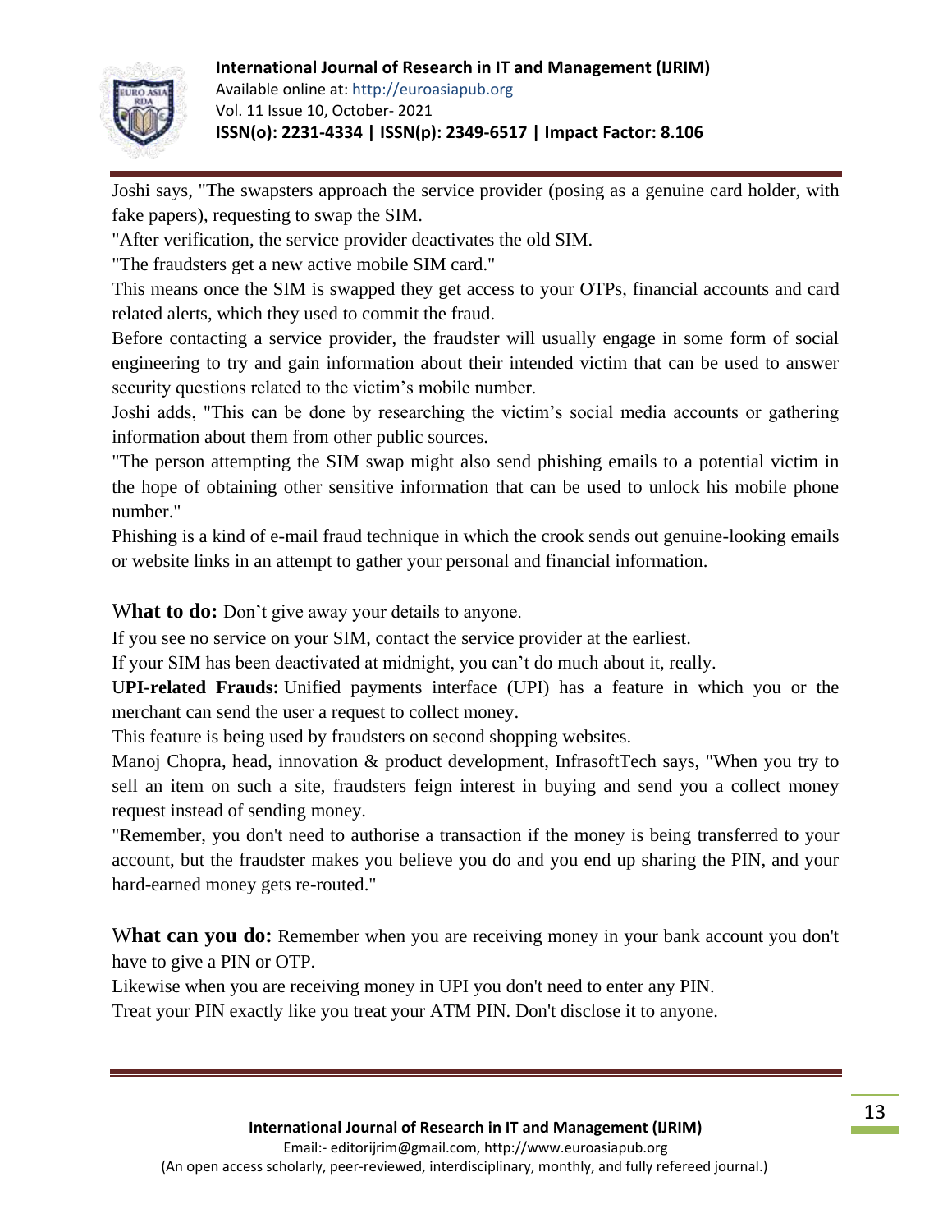Joshi says, "The swapsters approach the service provider (posing as a genuine card holder, with fake papers), requesting to swap the SIM.

"After verification, the service provider deactivates the old SIM.

"The fraudsters get a new active mobile SIM card."

This means once the SIM is swapped they get access to your OTPs, financial accounts and card related alerts, which they used to commit the fraud.

Before contacting a service provider, the fraudster will usually engage in some form of social engineering to try and gain information about their intended victim that can be used to answer security questions related to the victim's mobile number.

Joshi adds, "This can be done by researching the victim's social media accounts or gathering information about them from other public sources.

"The person attempting the SIM swap might also send phishing emails to a potential victim in the hope of obtaining other sensitive information that can be used to unlock his mobile phone number."

Phishing is a kind of e-mail fraud technique in which the crook sends out genuine-looking emails or website links in an attempt to gather your personal and financial information.

**What to do:** Don't give away your details to anyone.

If you see no service on your SIM, contact the service provider at the earliest.

If your SIM has been deactivated at midnight, you can't do much about it, really.

**UPI-related Frauds:** Unified payments interface (UPI) has a feature in which you or the merchant can send the user a request to collect money.

This feature is being used by fraudsters on second shopping websites.

Manoj Chopra, head, innovation & product development, InfrasoftTech says, "When you try to sell an item on such a site, fraudsters feign interest in buying and send you a collect money request instead of sending money.

"Remember, you don't need to authorise a transaction if the money is being transferred to your account, but the fraudster makes you believe you do and you end up sharing the PIN, and your hard-earned money gets re-routed."

**What can you do:** Remember when you are receiving money in your bank account you don't have to give a PIN or OTP.

Likewise when you are receiving money in UPI you don't need to enter any PIN.

Treat your PIN exactly like you treat your ATM PIN. Don't disclose it to anyone.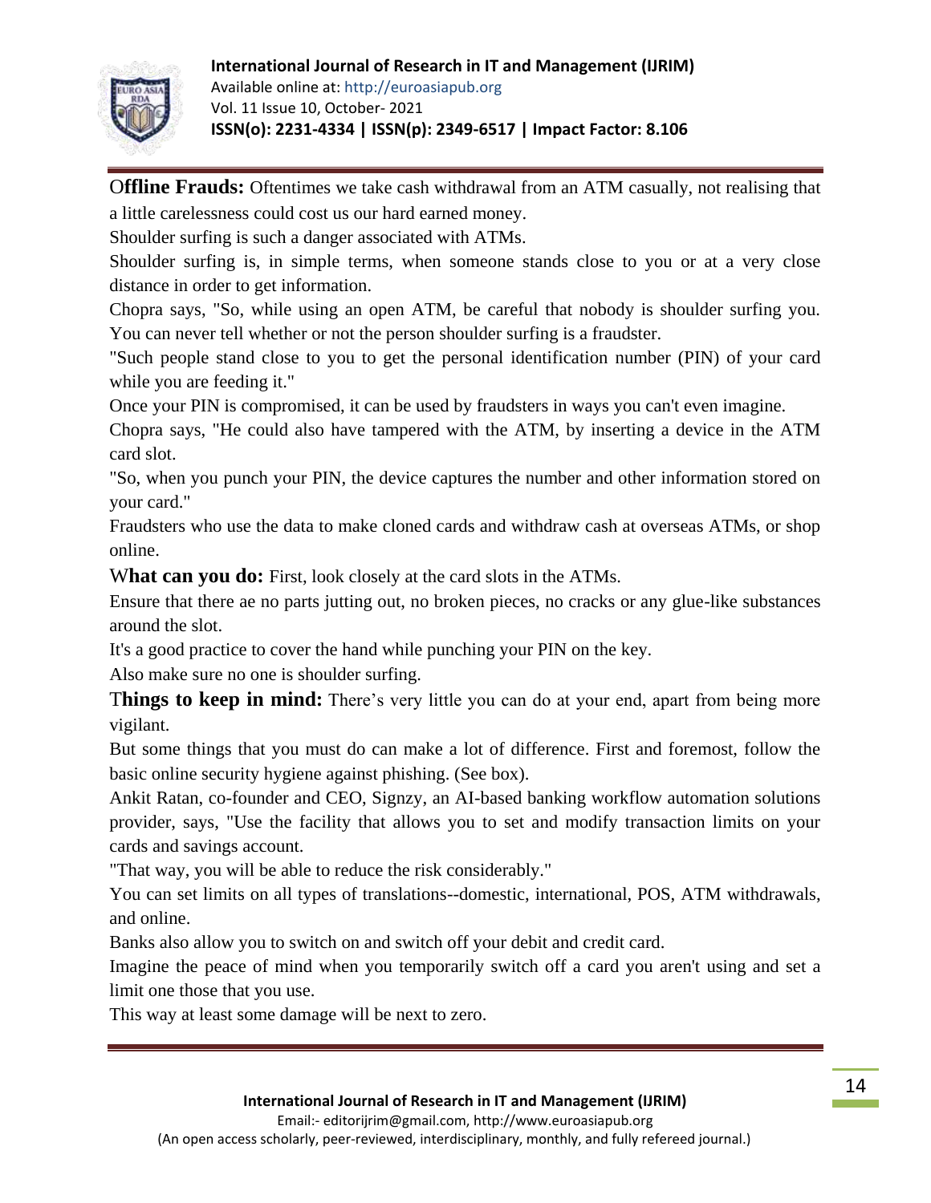**Offline Frauds:** Oftentimes we take cash withdrawal from an ATM casually, not realising that a little carelessness could cost us our hard earned money.

Shoulder surfing is such a danger associated with ATMs.

Shoulder surfing is, in simple terms, when someone stands close to you or at a very close distance in order to get information.

Chopra says, "So, while using an open ATM, be careful that nobody is shoulder surfing you. You can never tell whether or not the person shoulder surfing is a fraudster.

"Such people stand close to you to get the personal identification number (PIN) of your card while you are feeding it."

Once your PIN is compromised, it can be used by fraudsters in ways you can't even imagine.

Chopra says, "He could also have tampered with the ATM, by inserting a device in the ATM card slot.

"So, when you punch your PIN, the device captures the number and other information stored on your card."

Fraudsters who use the data to make cloned cards and withdraw cash at overseas ATMs, or shop online.

**What can you do:** First, look closely at the card slots in the ATMs.

Ensure that there ae no parts jutting out, no broken pieces, no cracks or any glue-like substances around the slot.

It's a good practice to cover the hand while punching your PIN on the key.

Also make sure no one is shoulder surfing.

**Things to keep in mind:** There's very little you can do at your end, apart from being more vigilant.

But some things that you must do can make a lot of difference. First and foremost, follow the basic online security hygiene against phishing. (See box).

Ankit Ratan, co-founder and CEO, Signzy, an AI-based banking workflow automation solutions provider, says, "Use the facility that allows you to set and modify transaction limits on your cards and savings account.

"That way, you will be able to reduce the risk considerably."

You can set limits on all types of translations--domestic, international, POS, ATM withdrawals, and online.

Banks also allow you to switch on and switch off your debit and credit card.

Imagine the peace of mind when you temporarily switch off a card you aren't using and set a limit one those that you use.

This way at least some damage will be next to zero.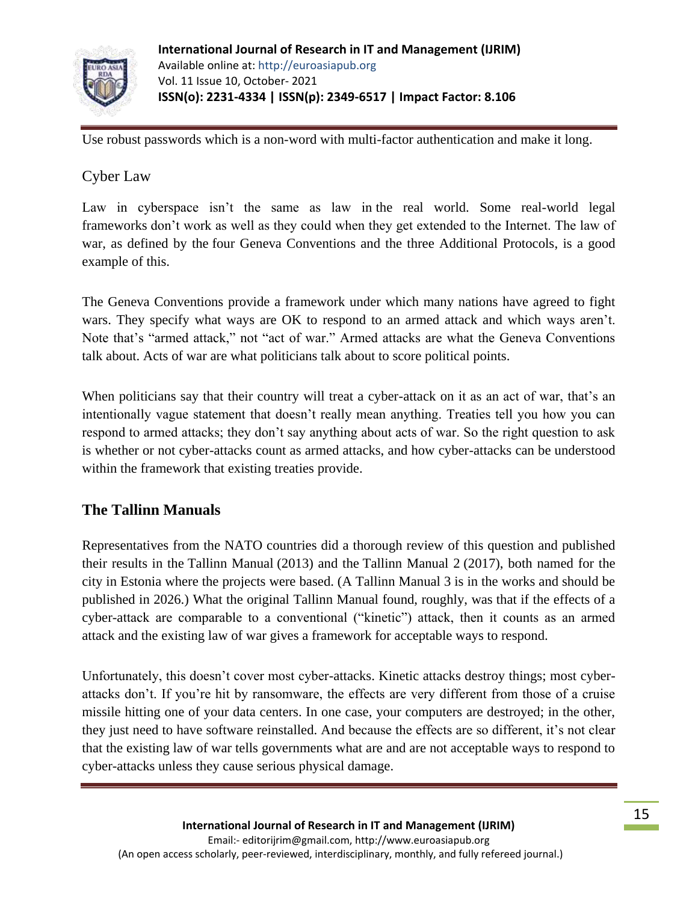Use robust passwords which is a non-word with multi-factor authentication and make it long.

## Cyber Law

Law in cyberspace isn't the same as law in the real world. Some real-world legal frameworks don't work as well as they could when they get extended to the Internet. The law of war, as defined by the four Geneva Conventions and the three Additional Protocols, is a good example of this.

The Geneva Conventions provide a framework under which many nations have agreed to fight wars. They specify what ways are OK to respond to an armed attack and which ways aren't. Note that's "armed attack," not "act of war." Armed attacks are what the Geneva Conventions talk about. Acts of war are what politicians talk about to score political points.

When politicians say that their country will treat a cyber-attack on it as an act of war, that's an intentionally vague statement that doesn't really mean anything. Treaties tell you how you can respond to armed attacks; they don't say anything about acts of war. So the right question to ask is whether or not cyber-attacks count as armed attacks, and how cyber-attacks can be understood within the framework that existing treaties provide.

## The Tallinn Manuals

Representatives from the NATO countries did a thorough review of this question and published their results in the Tallinn Manual (2013) and the Tallinn Manual 2 (2017), both named for the city in Estonia where the projects were based. (A Tallinn Manual 3 is in the works and should be published in 2026.) What the original Tallinn Manual found, roughly, was that if the effects of a cyber-attack are comparable to a conventional ("kinetic") attack, then it counts as an armed attack and the existing law of war gives a framework for acceptable ways to respond.

Unfortunately, this doesn't cover most cyber-attacks. Kinetic attacks destroy things; most cyber-attacks don't. If you're hit by ransomware, the effects are very different from those of a cruise missile hitting one of your data centers. In one case, your computers are destroyed; in the other, they just need to have software reinstalled. And because the effects are so different, it's not clear that the existing law of war tells governments what are and are not acceptable ways to respond to cyber-attacks unless they cause serious physical damage.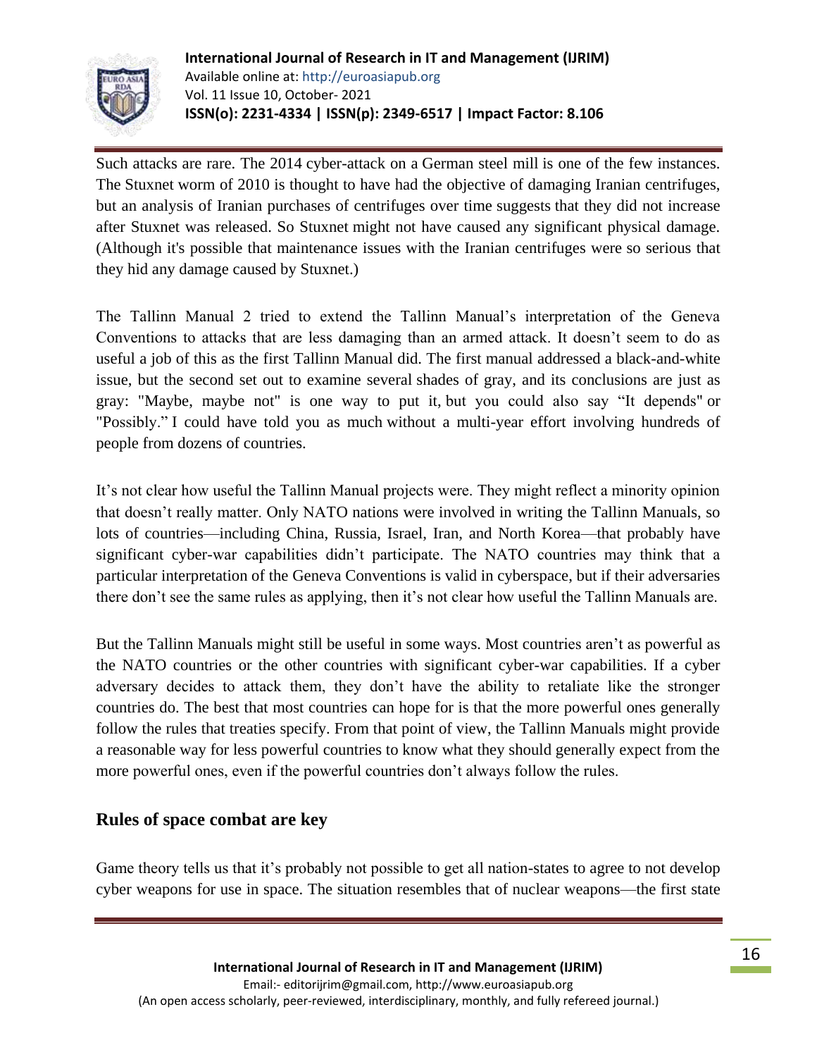Such attacks are rare. The 2014 cyber-attack on a German steel mill is one of the few instances. The Stuxnet worm of 2010 is thought to have had the objective of damaging Iranian centrifuges, but an analysis of Iranian purchases of centrifuges over time suggests that they did not increase after Stuxnet was released. So Stuxnet might not have caused any significant physical damage. (Although it's possible that maintenance issues with the Iranian centrifuges were so serious that they hid any damage caused by Stuxnet.)

The Tallinn Manual 2 tried to extend the Tallinn Manual's interpretation of the Geneva Conventions to attacks that are less damaging than an armed attack. It doesn't seem to do as useful a job of this as the first Tallinn Manual did. The first manual addressed a black-and-white issue, but the second set out to examine several shades of gray, and its conclusions are just as gray: "Maybe, maybe not" is one way to put it, but you could also say "It depends" or "Possibly." I could have told you as much without a multi-year effort involving hundreds of people from dozens of countries.

It's not clear how useful the Tallinn Manual projects were. They might reflect a minority opinion that doesn't really matter. Only NATO nations were involved in writing the Tallinn Manuals, so lots of countries—including China, Russia, Israel, Iran, and North Korea—that probably have significant cyber-war capabilities didn't participate. The NATO countries may think that a particular interpretation of the Geneva Conventions is valid in cyberspace, but if their adversaries there don't see the same rules as applying, then it's not clear how useful the Tallinn Manuals are.

But the Tallinn Manuals might still be useful in some ways. Most countries aren't as powerful as the NATO countries or the other countries with significant cyber-war capabilities. If a cyber adversary decides to attack them, they don't have the ability to retaliate like the stronger countries do. The best that most countries can hope for is that the more powerful ones generally follow the rules that treaties specify. From that point of view, the Tallinn Manuals might provide a reasonable way for less powerful countries to know what they should generally expect from the more powerful ones, even if the powerful countries don't always follow the rules.

## Rules of space combat are key

Game theory tells us that it's probably not possible to get all nation-states to agree to not develop cyber weapons for use in space. The situation resembles that of nuclear weapons—the first state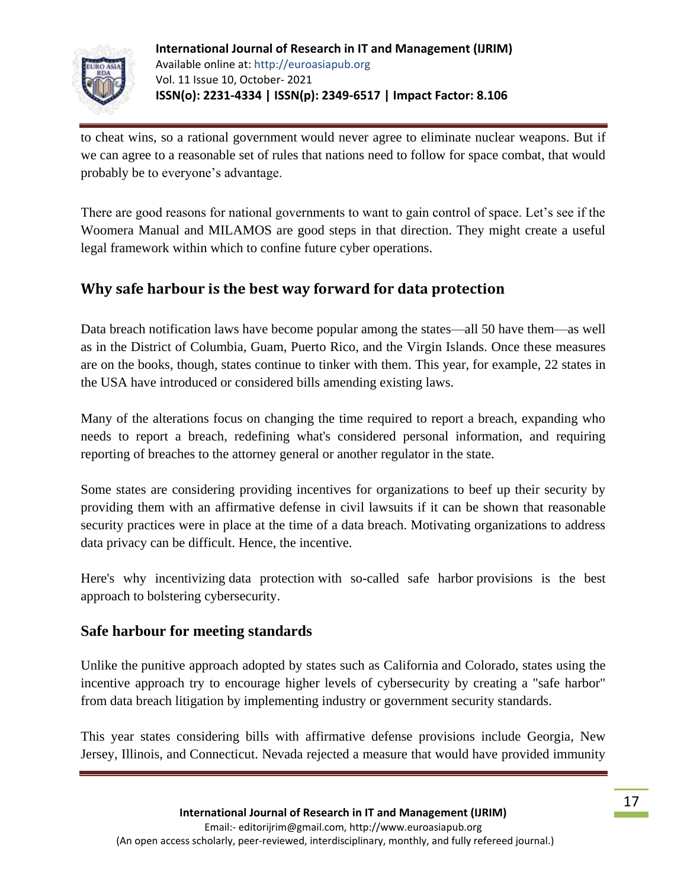to cheat wins, so a rational government would never agree to eliminate nuclear weapons. But if we can agree to a reasonable set of rules that nations need to follow for space combat, that would probably be to everyone's advantage.

There are good reasons for national governments to want to gain control of space. Let's see if the Woomera Manual and MILAMOS are good steps in that direction. They might create a useful legal framework within which to confine future cyber operations.

## Why safe harbour is the best way forward for data protection

Data breach notification laws have become popular among the states—all 50 have them—as well as in the District of Columbia, Guam, Puerto Rico, and the Virgin Islands. Once these measures are on the books, though, states continue to tinker with them. This year, for example, 22 states in the USA have introduced or considered bills amending existing laws.

Many of the alterations focus on changing the time required to report a breach, expanding who needs to report a breach, redefining what's considered personal information, and requiring reporting of breaches to the attorney general or another regulator in the state.

Some states are considering providing incentives for organizations to beef up their security by providing them with an affirmative defense in civil lawsuits if it can be shown that reasonable security practices were in place at the time of a data breach. Motivating organizations to address data privacy can be difficult. Hence, the incentive.

Here's why incentivizing data protection with so-called safe harbor provisions is the best approach to bolstering cybersecurity.

## Safe harbour for meeting standards

Unlike the punitive approach adopted by states such as California and Colorado, states using the incentive approach try to encourage higher levels of cybersecurity by creating a "safe harbor" from data breach litigation by implementing industry or government security standards.

This year states considering bills with affirmative defense provisions include Georgia, New Jersey, Illinois, and Connecticut. Nevada rejected a measure that would have provided immunity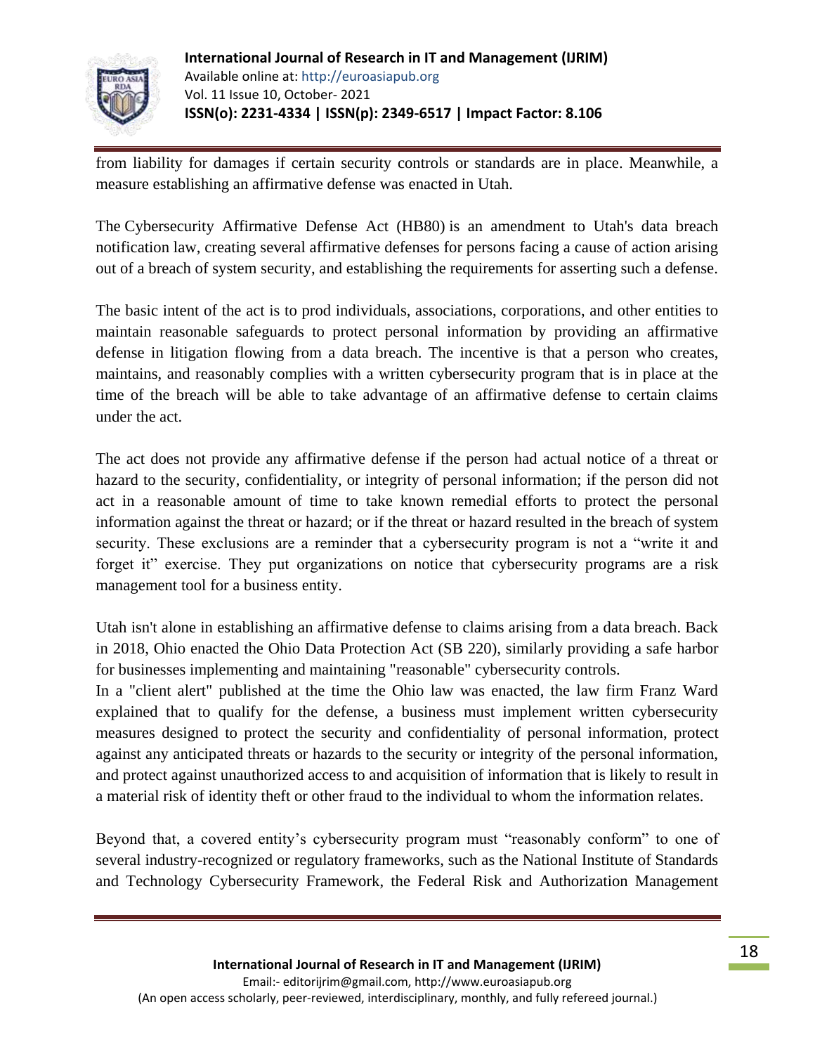from liability for damages if certain security controls or standards are in place. Meanwhile, a measure establishing an affirmative defense was enacted in Utah.

The Cybersecurity Affirmative Defense Act (HB80) is an amendment to Utah's data breach notification law, creating several affirmative defenses for persons facing a cause of action arising out of a breach of system security, and establishing the requirements for asserting such a defense.

The basic intent of the act is to prod individuals, associations, corporations, and other entities to maintain reasonable safeguards to protect personal information by providing an affirmative defense in litigation flowing from a data breach. The incentive is that a person who creates, maintains, and reasonably complies with a written cybersecurity program that is in place at the time of the breach will be able to take advantage of an affirmative defense to certain claims under the act.

The act does not provide any affirmative defense if the person had actual notice of a threat or hazard to the security, confidentiality, or integrity of personal information; if the person did not act in a reasonable amount of time to take known remedial efforts to protect the personal information against the threat or hazard; or if the threat or hazard resulted in the breach of system security. These exclusions are a reminder that a cybersecurity program is not a "write it and forget it" exercise. They put organizations on notice that cybersecurity programs are a risk management tool for a business entity.

Utah isn't alone in establishing an affirmative defense to claims arising from a data breach. Back in 2018, Ohio enacted the Ohio Data Protection Act (SB 220), similarly providing a safe harbor for businesses implementing and maintaining "reasonable" cybersecurity controls.

In a "client alert" published at the time the Ohio law was enacted, the law firm Franz Ward explained that to qualify for the defense, a business must implement written cybersecurity measures designed to protect the security and confidentiality of personal information, protect against any anticipated threats or hazards to the security or integrity of the personal information, and protect against unauthorized access to and acquisition of information that is likely to result in a material risk of identity theft or other fraud to the individual to whom the information relates.

Beyond that, a covered entity's cybersecurity program must "reasonably conform" to one of several industry-recognized or regulatory frameworks, such as the National Institute of Standards and Technology Cybersecurity Framework, the Federal Risk and Authorization Management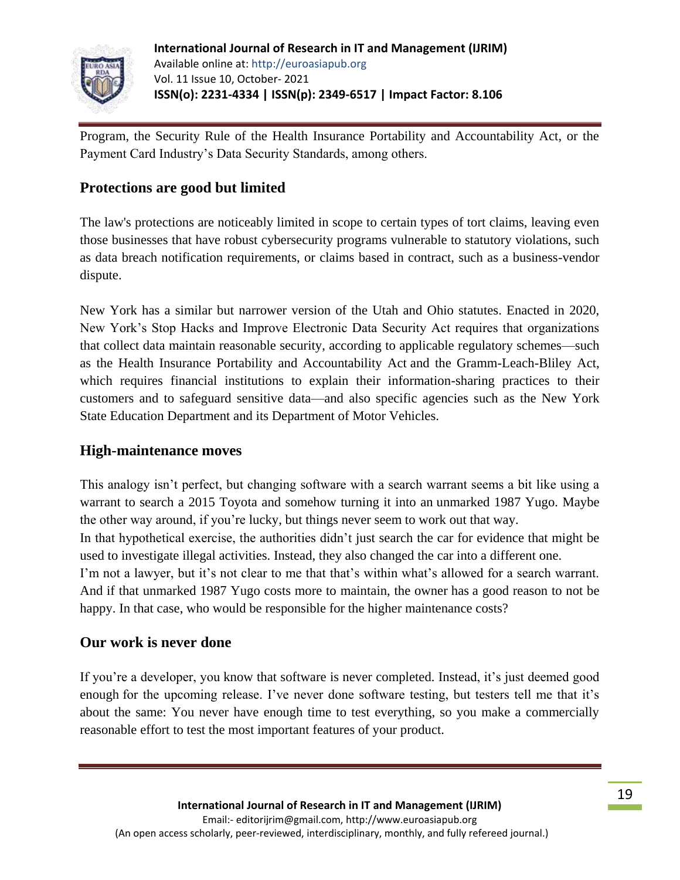Program, the Security Rule of the Health Insurance Portability and Accountability Act, or the Payment Card Industry's Data Security Standards, among others.

## Protections are good but limited

The law's protections are noticeably limited in scope to certain types of tort claims, leaving even those businesses that have robust cybersecurity programs vulnerable to statutory violations, such as data breach notification requirements, or claims based in contract, such as a business-vendor dispute.

New York has a similar but narrower version of the Utah and Ohio statutes. Enacted in 2020, New York's Stop Hacks and Improve Electronic Data Security Act requires that organizations that collect data maintain reasonable security, according to applicable regulatory schemes—such as the Health Insurance Portability and Accountability Act and the Gramm-Leach-Bliley Act, which requires financial institutions to explain their information-sharing practices to their customers and to safeguard sensitive data—and also specific agencies such as the New York State Education Department and its Department of Motor Vehicles.

## High-maintenance moves

This analogy isn't perfect, but changing software with a search warrant seems a bit like using a warrant to search a 2015 Toyota and somehow turning it into an unmarked 1987 Yugo. Maybe the other way around, if you're lucky, but things never seem to work out that way.

In that hypothetical exercise, the authorities didn't just search the car for evidence that might be used to investigate illegal activities. Instead, they also changed the car into a different one.

I'm not a lawyer, but it's not clear to me that that's within what's allowed for a search warrant. And if that unmarked 1987 Yugo costs more to maintain, the owner has a good reason to not be happy. In that case, who would be responsible for the higher maintenance costs?

## Our work is never done

If you're a developer, you know that software is never completed. Instead, it's just deemed good enough for the upcoming release. I've never done software testing, but testers tell me that it's about the same: You never have enough time to test everything, so you make a commercially reasonable effort to test the most important features of your product.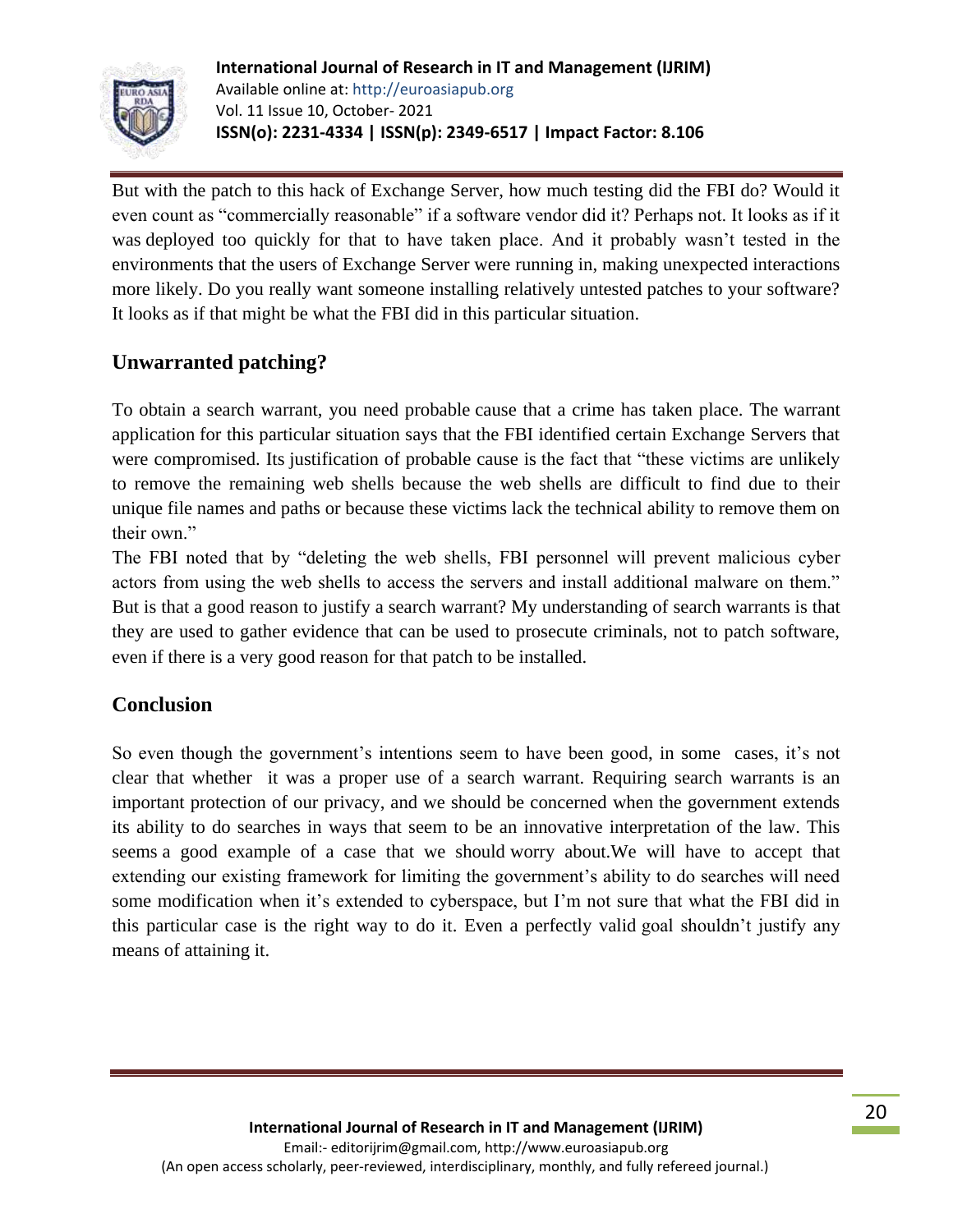But with the patch to this hack of Exchange Server, how much testing did the FBI do? Would it even count as "commercially reasonable" if a software vendor did it? Perhaps not. It looks as if it was deployed too quickly for that to have taken place. And it probably wasn't tested in the environments that the users of Exchange Server were running in, making unexpected interactions more likely. Do you really want someone installing relatively untested patches to your software? It looks as if that might be what the FBI did in this particular situation.

## Unwarranted patching?

To obtain a search warrant, you need probable cause that a crime has taken place. The warrant application for this particular situation says that the FBI identified certain Exchange Servers that were compromised. Its justification of probable cause is the fact that "these victims are unlikely to remove the remaining web shells because the web shells are difficult to find due to their unique file names and paths or because these victims lack the technical ability to remove them on their own."

The FBI noted that by "deleting the web shells, FBI personnel will prevent malicious cyber actors from using the web shells to access the servers and install additional malware on them." But is that a good reason to justify a search warrant? My understanding of search warrants is that they are used to gather evidence that can be used to prosecute criminals, not to patch software, even if there is a very good reason for that patch to be installed.

## Conclusion

So even though the government's intentions seem to have been good, in some cases, it's not clear that whether it was a proper use of a search warrant. Requiring search warrants is an important protection of our privacy, and we should be concerned when the government extends its ability to do searches in ways that seem to be an innovative interpretation of the law. This seems a good example of a case that we should worry about.We will have to accept that extending our existing framework for limiting the government's ability to do searches will need some modification when it's extended to cyberspace, but I'm not sure that what the FBI did in this particular case is the right way to do it. Even a perfectly valid goal shouldn't justify any means of attaining it.